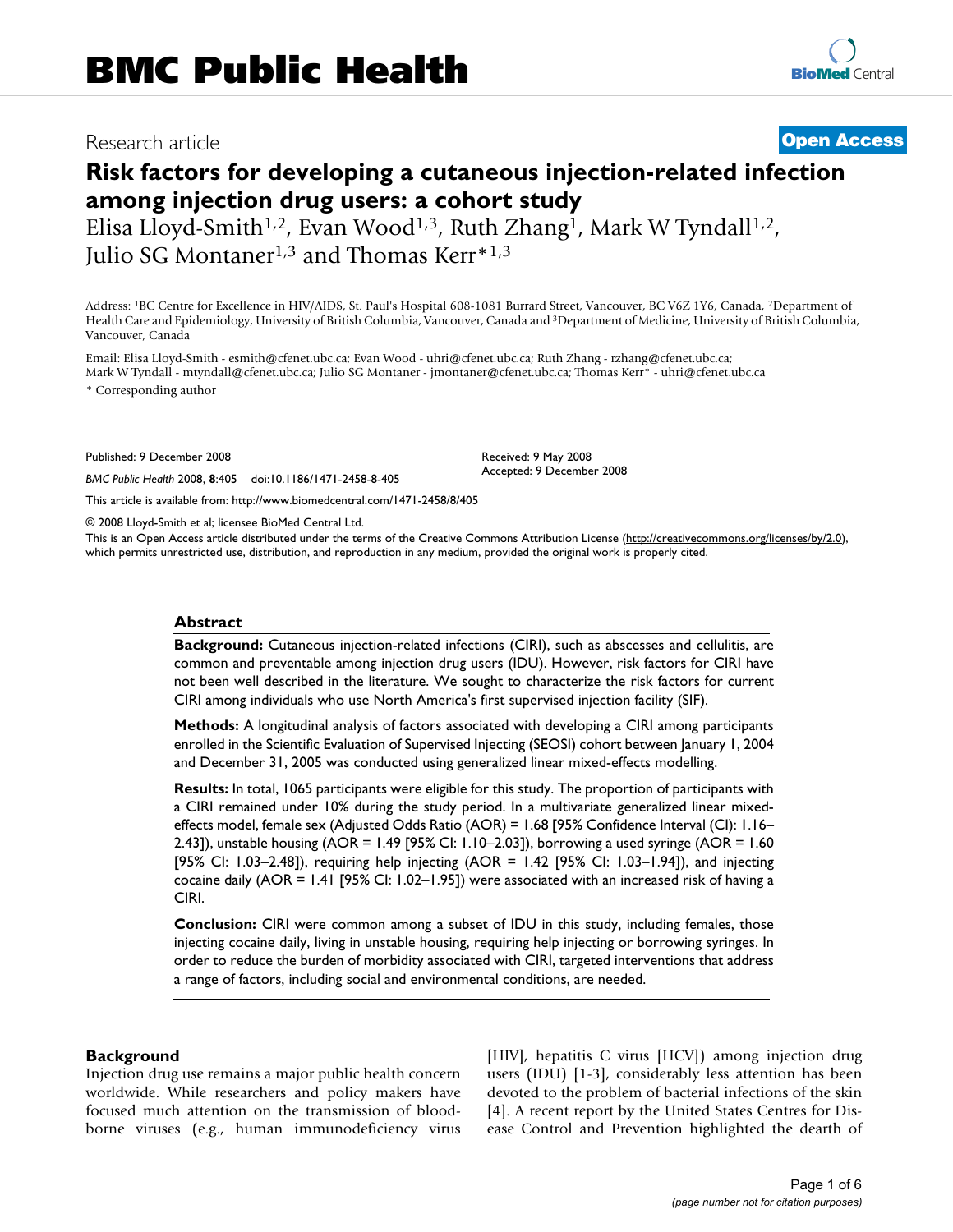# Risk factors for developing a cutaneous injection-related infection among injection drug users: a cohort study

Research article — Open Access

Elisa Lloyd-Smith[1,2], Evan Wood[1,3], Ruth Zhang[1], Mark W Tyndall[1,2], Julio SG Montaner[1,3] and Thomas Kerr*[1,3]

Address: [1]BC Centre for Excellence in HIV/AIDS, St. Paul's Hospital 608-1081 Burrard Street, Vancouver, BC V6Z 1Y6, Canada, [2]Department of Health Care and Epidemiology, University of British Columbia, Vancouver, Canada and [3]Department of Medicine, University of British Columbia, Vancouver, Canada

Email: Elisa Lloyd-Smith - esmith@cfenet.ubc.ca; Evan Wood - uhri@cfenet.ubc.ca; Ruth Zhang - rzhang@cfenet.ubc.ca; Mark W Tyndall - mtyndall@cfenet.ubc.ca; Julio SG Montaner - jmontaner@cfenet.ubc.ca; Thomas Kerr* - uhri@cfenet.ubc.ca

* Corresponding author

Published: 9 December 2008

*BMC Public Health* 2008, **8**:405 doi:10.1186/1471-2458-8-405

Received: 9 May 2008
Accepted: 9 December 2008

This article is available from: http://www.biomedcentral.com/1471-2458/8/405

© 2008 Lloyd-Smith et al; licensee BioMed Central Ltd.

This is an Open Access article distributed under the terms of the Creative Commons Attribution License (http://creativecommons.org/licenses/by/2.0), which permits unrestricted use, distribution, and reproduction in any medium, provided the original work is properly cited.

## Abstract

**Background:** Cutaneous injection-related infections (CIRI), such as abscesses and cellulitis, are common and preventable among injection drug users (IDU). However, risk factors for CIRI have not been well described in the literature. We sought to characterize the risk factors for current CIRI among individuals who use North America's first supervised injection facility (SIF).

**Methods:** A longitudinal analysis of factors associated with developing a CIRI among participants enrolled in the Scientific Evaluation of Supervised Injecting (SEOSI) cohort between January 1, 2004 and December 31, 2005 was conducted using generalized linear mixed-effects modelling.

**Results:** In total, 1065 participants were eligible for this study. The proportion of participants with a CIRI remained under 10% during the study period. In a multivariate generalized linear mixed-effects model, female sex (Adjusted Odds Ratio (AOR) = 1.68 [95% Confidence Interval (CI): 1.16–2.43]), unstable housing (AOR = 1.49 [95% CI: 1.10–2.03]), borrowing a used syringe (AOR = 1.60 [95% CI: 1.03–2.48]), requiring help injecting (AOR = 1.42 [95% CI: 1.03–1.94]), and injecting cocaine daily (AOR = 1.41 [95% CI: 1.02–1.95]) were associated with an increased risk of having a CIRI.

**Conclusion:** CIRI were common among a subset of IDU in this study, including females, those injecting cocaine daily, living in unstable housing, requiring help injecting or borrowing syringes. In order to reduce the burden of morbidity associated with CIRI, targeted interventions that address a range of factors, including social and environmental conditions, are needed.

## Background

Injection drug use remains a major public health concern worldwide. While researchers and policy makers have focused much attention on the transmission of blood-borne viruses (e.g., human immunodeficiency virus [HIV], hepatitis C virus [HCV]) among injection drug users (IDU) [1-3], considerably less attention has been devoted to the problem of bacterial infections of the skin [4]. A recent report by the United States Centres for Disease Control and Prevention highlighted the dearth of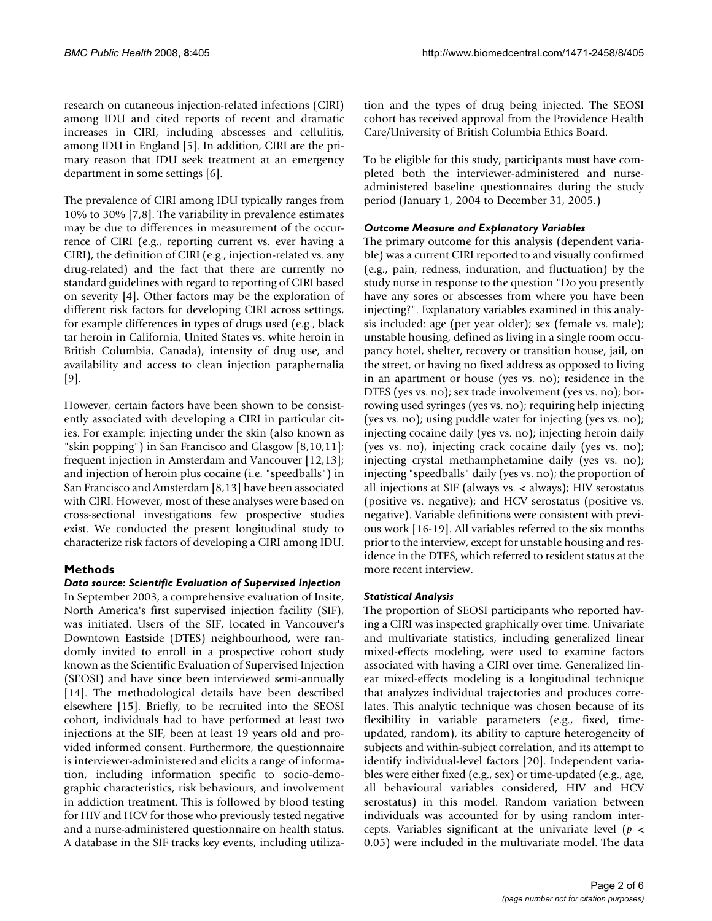research on cutaneous injection-related infections (CIRI) among IDU and cited reports of recent and dramatic increases in CIRI, including abscesses and cellulitis, among IDU in England [5]. In addition, CIRI are the primary reason that IDU seek treatment at an emergency department in some settings [6].

The prevalence of CIRI among IDU typically ranges from 10% to 30% [7,8]. The variability in prevalence estimates may be due to differences in measurement of the occurrence of CIRI (e.g., reporting current vs. ever having a CIRI), the definition of CIRI (e.g., injection-related vs. any drug-related) and the fact that there are currently no standard guidelines with regard to reporting of CIRI based on severity [4]. Other factors may be the exploration of different risk factors for developing CIRI across settings, for example differences in types of drugs used (e.g., black tar heroin in California, United States vs. white heroin in British Columbia, Canada), intensity of drug use, and availability and access to clean injection paraphernalia [9].

However, certain factors have been shown to be consistently associated with developing a CIRI in particular cities. For example: injecting under the skin (also known as "skin popping") in San Francisco and Glasgow [8,10,11]; frequent injection in Amsterdam and Vancouver [12,13]; and injection of heroin plus cocaine (i.e. "speedballs") in San Francisco and Amsterdam [8,13] have been associated with CIRI. However, most of these analyses were based on cross-sectional investigations few prospective studies exist. We conducted the present longitudinal study to characterize risk factors of developing a CIRI among IDU.

## Methods

### *Data source: Scientific Evaluation of Supervised Injection*

In September 2003, a comprehensive evaluation of Insite, North America's first supervised injection facility (SIF), was initiated. Users of the SIF, located in Vancouver's Downtown Eastside (DTES) neighbourhood, were randomly invited to enroll in a prospective cohort study known as the Scientific Evaluation of Supervised Injection (SEOSI) and have since been interviewed semi-annually [14]. The methodological details have been described elsewhere [15]. Briefly, to be recruited into the SEOSI cohort, individuals had to have performed at least two injections at the SIF, been at least 19 years old and provided informed consent. Furthermore, the questionnaire is interviewer-administered and elicits a range of information, including information specific to socio-demographic characteristics, risk behaviours, and involvement in addiction treatment. This is followed by blood testing for HIV and HCV for those who previously tested negative and a nurse-administered questionnaire on health status. A database in the SIF tracks key events, including utilization and the types of drug being injected. The SEOSI cohort has received approval from the Providence Health Care/University of British Columbia Ethics Board.

To be eligible for this study, participants must have completed both the interviewer-administered and nurse-administered baseline questionnaires during the study period (January 1, 2004 to December 31, 2005.)

### *Outcome Measure and Explanatory Variables*

The primary outcome for this analysis (dependent variable) was a current CIRI reported to and visually confirmed (e.g., pain, redness, induration, and fluctuation) by the study nurse in response to the question "Do you presently have any sores or abscesses from where you have been injecting?". Explanatory variables examined in this analysis included: age (per year older); sex (female vs. male); unstable housing, defined as living in a single room occupancy hotel, shelter, recovery or transition house, jail, on the street, or having no fixed address as opposed to living in an apartment or house (yes vs. no); residence in the DTES (yes vs. no); sex trade involvement (yes vs. no); borrowing used syringes (yes vs. no); requiring help injecting (yes vs. no); using puddle water for injecting (yes vs. no); injecting cocaine daily (yes vs. no); injecting heroin daily (yes vs. no), injecting crack cocaine daily (yes vs. no); injecting crystal methamphetamine daily (yes vs. no); injecting "speedballs" daily (yes vs. no); the proportion of all injections at SIF (always vs. < always); HIV serostatus (positive vs. negative); and HCV serostatus (positive vs. negative). Variable definitions were consistent with previous work [16-19]. All variables referred to the six months prior to the interview, except for unstable housing and residence in the DTES, which referred to resident status at the more recent interview.

### *Statistical Analysis*

The proportion of SEOSI participants who reported having a CIRI was inspected graphically over time. Univariate and multivariate statistics, including generalized linear mixed-effects modeling, were used to examine factors associated with having a CIRI over time. Generalized linear mixed-effects modeling is a longitudinal technique that analyzes individual trajectories and produces correlates. This analytic technique was chosen because of its flexibility in variable parameters (e.g., fixed, time-updated, random), its ability to capture heterogeneity of subjects and within-subject correlation, and its attempt to identify individual-level factors [20]. Independent variables were either fixed (e.g., sex) or time-updated (e.g., age, all behavioural variables considered, HIV and HCV serostatus) in this model. Random variation between individuals was accounted for by using random intercepts. Variables significant at the univariate level ($p < 0.05$) were included in the multivariate model. The data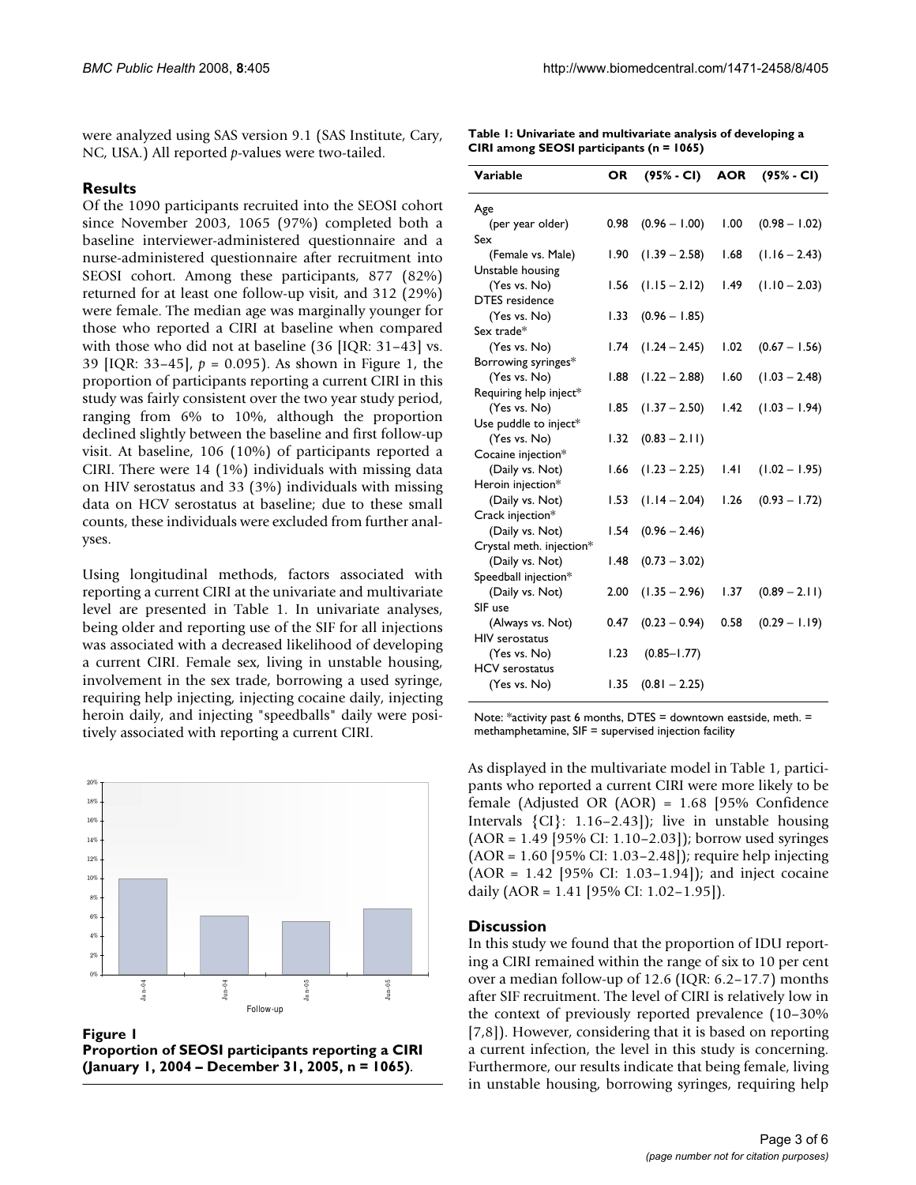were analyzed using SAS version 9.1 (SAS Institute, Cary, NC, USA.) All reported *p*-values were two-tailed.

## Results

Of the 1090 participants recruited into the SEOSI cohort since November 2003, 1065 (97%) completed both a baseline interviewer-administered questionnaire and a nurse-administered questionnaire after recruitment into SEOSI cohort. Among these participants, 877 (82%) returned for at least one follow-up visit, and 312 (29%) were female. The median age was marginally younger for those who reported a CIRI at baseline when compared with those who did not at baseline (36 [IQR: 31–43] vs. 39 [IQR: 33–45], $p = 0.095$). As shown in Figure 1, the proportion of participants reporting a current CIRI in this study was fairly consistent over the two year study period, ranging from 6% to 10%, although the proportion declined slightly between the baseline and first follow-up visit. At baseline, 106 (10%) of participants reported a CIRI. There were 14 (1%) individuals with missing data on HIV serostatus and 33 (3%) individuals with missing data on HCV serostatus at baseline; due to these small counts, these individuals were excluded from further analyses.

Using longitudinal methods, factors associated with reporting a current CIRI at the univariate and multivariate level are presented in Table 1. In univariate analyses, being older and reporting use of the SIF for all injections was associated with a decreased likelihood of developing a current CIRI. Female sex, living in unstable housing, involvement in the sex trade, borrowing a used syringe, requiring help injecting, injecting cocaine daily, injecting heroin daily, and injecting "speedballs" daily were positively associated with reporting a current CIRI.

**Figure 1**
**Proportion of SEOSI participants reporting a CIRI (January 1, 2004 – December 31, 2005, n = 1065)**.

**Table 1: Univariate and multivariate analysis of developing a CIRI among SEOSI participants (n = 1065)**

| Variable | OR | (95% - CI) | AOR | (95% - CI) |
|---|---|---|---|---|
| Age | | | | |
| (per year older) | 0.98 | (0.96 – 1.00) | 1.00 | (0.98 – 1.02) |
| Sex | | | | |
| (Female vs. Male) | 1.90 | (1.39 – 2.58) | 1.68 | (1.16 – 2.43) |
| Unstable housing | | | | |
| (Yes vs. No) | 1.56 | (1.15 – 2.12) | 1.49 | (1.10 – 2.03) |
| DTES residence | | | | |
| (Yes vs. No) | 1.33 | (0.96 – 1.85) | | |
| Sex trade* | | | | |
| (Yes vs. No) | 1.74 | (1.24 – 2.45) | 1.02 | (0.67 – 1.56) |
| Borrowing syringes* | | | | |
| (Yes vs. No) | 1.88 | (1.22 – 2.88) | 1.60 | (1.03 – 2.48) |
| Requiring help inject* | | | | |
| (Yes vs. No) | 1.85 | (1.37 – 2.50) | 1.42 | (1.03 – 1.94) |
| Use puddle to inject* | | | | |
| (Yes vs. No) | 1.32 | (0.83 – 2.11) | | |
| Cocaine injection* | | | | |
| (Daily vs. Not) | 1.66 | (1.23 – 2.25) | 1.41 | (1.02 – 1.95) |
| Heroin injection* | | | | |
| (Daily vs. Not) | 1.53 | (1.14 – 2.04) | 1.26 | (0.93 – 1.72) |
| Crack injection* | | | | |
| (Daily vs. Not) | 1.54 | (0.96 – 2.46) | | |
| Crystal meth. injection* | | | | |
| (Daily vs. Not) | 1.48 | (0.73 – 3.02) | | |
| Speedball injection* | | | | |
| (Daily vs. Not) | 2.00 | (1.35 – 2.96) | 1.37 | (0.89 – 2.11) |
| SIF use | | | | |
| (Always vs. Not) | 0.47 | (0.23 – 0.94) | 0.58 | (0.29 – 1.19) |
| HIV serostatus | | | | |
| (Yes vs. No) | 1.23 | (0.85–1.77) | | |
| HCV serostatus | | | | |
| (Yes vs. No) | 1.35 | (0.81 – 2.25) | | |

Note: *activity past 6 months, DTES = downtown eastside, meth. = methamphetamine, SIF = supervised injection facility

As displayed in the multivariate model in Table 1, participants who reported a current CIRI were more likely to be female (Adjusted OR (AOR) = 1.68 [95% Confidence Intervals {CI}: 1.16–2.43]); live in unstable housing (AOR = 1.49 [95% CI: 1.10–2.03]); borrow used syringes (AOR = 1.60 [95% CI: 1.03–2.48]); require help injecting (AOR = 1.42 [95% CI: 1.03–1.94]); and inject cocaine daily (AOR = 1.41 [95% CI: 1.02–1.95]).

## Discussion

In this study we found that the proportion of IDU reporting a CIRI remained within the range of six to 10 per cent over a median follow-up of 12.6 (IQR: 6.2–17.7) months after SIF recruitment. The level of CIRI is relatively low in the context of previously reported prevalence (10–30% [7,8]). However, considering that it is based on reporting a current infection, the level in this study is concerning. Furthermore, our results indicate that being female, living in unstable housing, borrowing syringes, requiring help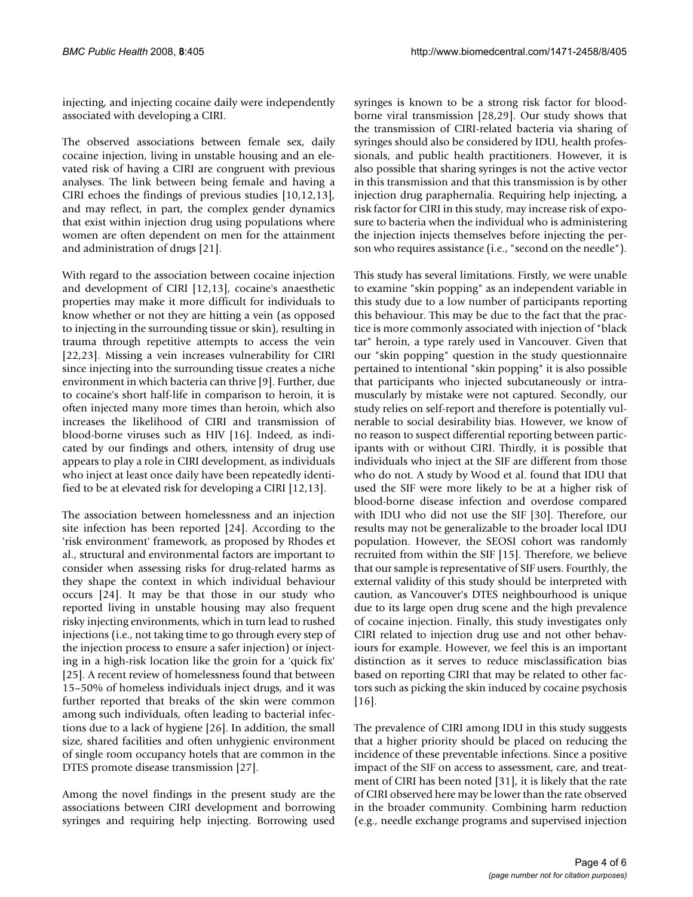injecting, and injecting cocaine daily were independently associated with developing a CIRI.

The observed associations between female sex, daily cocaine injection, living in unstable housing and an elevated risk of having a CIRI are congruent with previous analyses. The link between being female and having a CIRI echoes the findings of previous studies [10,12,13], and may reflect, in part, the complex gender dynamics that exist within injection drug using populations where women are often dependent on men for the attainment and administration of drugs [21].

With regard to the association between cocaine injection and development of CIRI [12,13], cocaine's anaesthetic properties may make it more difficult for individuals to know whether or not they are hitting a vein (as opposed to injecting in the surrounding tissue or skin), resulting in trauma through repetitive attempts to access the vein [22,23]. Missing a vein increases vulnerability for CIRI since injecting into the surrounding tissue creates a niche environment in which bacteria can thrive [9]. Further, due to cocaine's short half-life in comparison to heroin, it is often injected many more times than heroin, which also increases the likelihood of CIRI and transmission of blood-borne viruses such as HIV [16]. Indeed, as indicated by our findings and others, intensity of drug use appears to play a role in CIRI development, as individuals who inject at least once daily have been repeatedly identified to be at elevated risk for developing a CIRI [12,13].

The association between homelessness and an injection site infection has been reported [24]. According to the 'risk environment' framework, as proposed by Rhodes et al., structural and environmental factors are important to consider when assessing risks for drug-related harms as they shape the context in which individual behaviour occurs [24]. It may be that those in our study who reported living in unstable housing may also frequent risky injecting environments, which in turn lead to rushed injections (i.e., not taking time to go through every step of the injection process to ensure a safer injection) or injecting in a high-risk location like the groin for a 'quick fix' [25]. A recent review of homelessness found that between 15–50% of homeless individuals inject drugs, and it was further reported that breaks of the skin were common among such individuals, often leading to bacterial infections due to a lack of hygiene [26]. In addition, the small size, shared facilities and often unhygienic environment of single room occupancy hotels that are common in the DTES promote disease transmission [27].

Among the novel findings in the present study are the associations between CIRI development and borrowing syringes and requiring help injecting. Borrowing used syringes is known to be a strong risk factor for blood-borne viral transmission [28,29]. Our study shows that the transmission of CIRI-related bacteria via sharing of syringes should also be considered by IDU, health professionals, and public health practitioners. However, it is also possible that sharing syringes is not the active vector in this transmission and that this transmission is by other injection drug paraphernalia. Requiring help injecting, a risk factor for CIRI in this study, may increase risk of exposure to bacteria when the individual who is administering the injection injects themselves before injecting the person who requires assistance (i.e., "second on the needle").

This study has several limitations. Firstly, we were unable to examine "skin popping" as an independent variable in this study due to a low number of participants reporting this behaviour. This may be due to the fact that the practice is more commonly associated with injection of "black tar" heroin, a type rarely used in Vancouver. Given that our "skin popping" question in the study questionnaire pertained to intentional "skin popping" it is also possible that participants who injected subcutaneously or intramuscularly by mistake were not captured. Secondly, our study relies on self-report and therefore is potentially vulnerable to social desirability bias. However, we know of no reason to suspect differential reporting between participants with or without CIRI. Thirdly, it is possible that individuals who inject at the SIF are different from those who do not. A study by Wood et al. found that IDU that used the SIF were more likely to be at a higher risk of blood-borne disease infection and overdose compared with IDU who did not use the SIF [30]. Therefore, our results may not be generalizable to the broader local IDU population. However, the SEOSI cohort was randomly recruited from within the SIF [15]. Therefore, we believe that our sample is representative of SIF users. Fourthly, the external validity of this study should be interpreted with caution, as Vancouver's DTES neighbourhood is unique due to its large open drug scene and the high prevalence of cocaine injection. Finally, this study investigates only CIRI related to injection drug use and not other behaviours for example. However, we feel this is an important distinction as it serves to reduce misclassification bias based on reporting CIRI that may be related to other factors such as picking the skin induced by cocaine psychosis [16].

The prevalence of CIRI among IDU in this study suggests that a higher priority should be placed on reducing the incidence of these preventable infections. Since a positive impact of the SIF on access to assessment, care, and treatment of CIRI has been noted [31], it is likely that the rate of CIRI observed here may be lower than the rate observed in the broader community. Combining harm reduction (e.g., needle exchange programs and supervised injection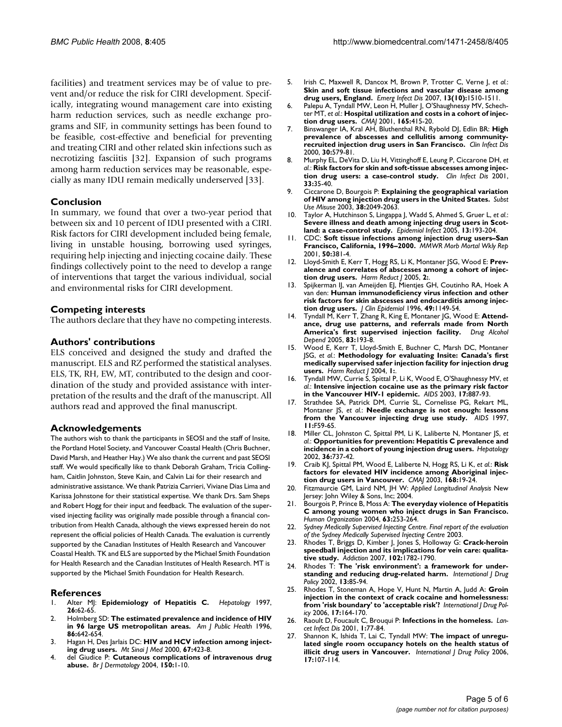facilities) and treatment services may be of value to prevent and/or reduce the risk for CIRI development. Specifically, integrating wound management care into existing harm reduction services, such as needle exchange programs and SIF, in community settings has been found to be feasible, cost-effective and beneficial for preventing and treating CIRI and other related skin infections such as necrotizing fasciitis [32]. Expansion of such programs among harm reduction services may be reasonable, especially as many IDU remain medically underserved [33].

## Conclusion

In summary, we found that over a two-year period that between six and 10 percent of IDU presented with a CIRI. Risk factors for CIRI development included being female, living in unstable housing, borrowing used syringes, requiring help injecting and injecting cocaine daily. These findings collectively point to the need to develop a range of interventions that target the various individual, social and environmental risks for CIRI development.

## Competing interests

The authors declare that they have no competing interests.

## Authors' contributions

ELS conceived and designed the study and drafted the manuscript. ELS and RZ performed the statistical analyses. ELS, TK, RH, EW, MT, contributed to the design and coordination of the study and provided assistance with interpretation of the results and the draft of the manuscript. All authors read and approved the final manuscript.

## Acknowledgements

The authors wish to thank the participants in SEOSI and the staff of Insite, the Portland Hotel Society, and Vancouver Coastal Health (Chris Buchner, David Marsh, and Heather Hay.) We also thank the current and past SEOSI staff. We would specifically like to thank Deborah Graham, Tricia Collingham, Caitlin Johnston, Steve Kain, and Calvin Lai for their research and administrative assistance. We thank Patrizia Carrieri, Viviane Dias Lima and Karissa Johnstone for their statistical expertise. We thank Drs. Sam Sheps and Robert Hogg for their input and feedback. The evaluation of the supervised injecting facility was originally made possible through a financial contribution from Health Canada, although the views expressed herein do not represent the official policies of Health Canada. The evaluation is currently supported by the Canadian Institutes of Health Research and Vancouver Coastal Health. TK and ELS are supported by the Michael Smith Foundation for Health Research and the Canadian Institutes of Health Research. MT is supported by the Michael Smith Foundation for Health Research.

## References

1. Alter MJ: **Epidemiology of Hepatitis C.** *Hepatology* 1997, **26:**62-65.
2. Holmberg SD: **The estimated prevalence and incidence of HIV in 96 large US metropolitan areas.** *Am J Public Health* 1996, **86:**642-654.
3. Hagan H, Des Jarlais DC: **HIV and HCV infection among injecting drug users.** *Mt Sinai J Med* 2000, **67:**423-8.
4. del Giudice P: **Cutaneous complications of intravenous drug abuse.** *Br J Dermatology* 2004, **150:**1-10.
5. Irish C, Maxwell R, Dancox M, Brown P, Trotter C, Verne J, *et al.*: **Skin and soft tissue infections and vascular disease among drug users, England.** *Emerg Infect Dis* 2007, **13(10):**1510-1511.
6. Palepu A, Tyndall MW, Leon H, Muller J, O'Shaughnessy MV, Schechter MT, *et al.*: **Hospital utilization and costs in a cohort of injection drug users.** *CMAJ* 2001, **165:**415-20.
7. Binswanger IA, Kral AH, Bluthenthal RN, Rybold DJ, Edlin BR: **High prevalence of abscesses and cellulitis among community-recruited injection drug users in San Francisco.** *Clin Infect Dis* 2000, **30:**579-81.
8. Murphy EL, DeVita D, Liu H, Vittinghoff E, Leung P, Ciccarone DH, *et al.*: **Risk factors for skin and soft-tissue abscesses among injection drug users: a case-control study.** *Clin Infect Dis* 2001, **33:**35-40.
9. Ciccarone D, Bourgois P: **Explaining the geographical variation of HIV among injection drug users in the United States.** *Subst Use Misuse* 2003, **38:**2049-2063.
10. Taylor A, Hutchinson S, Lingappa J, Wadd S, Ahmed S, Gruer L, *et al.*: **Severe illness and death among injecting drug users in Scotland: a case-control study.** *Epidemiol Infect* 2005, **13:**193-204.
11. CDC: **Soft tissue infections among injection drug users–San Francisco, California, 1996–2000.** *MMWR Morb Mortal Wkly Rep* 2001, **50:**381-4.
12. Lloyd-Smith E, Kerr T, Hogg RS, Li K, Montaner JSG, Wood E: **Prevalence and correlates of abscesses among a cohort of injection drug users.** *Harm Reduct J* 2005, **2:**.
13. Spijkerman IJ, van Ameijden EJ, Mientjes GH, Coutinho RA, Hoek A van den: **Human immunodeficiency virus infection and other risk factors for skin abscesses and endocarditis among injection drug users.** *J Clin Epidemiol* 1996, **49:**1149-54.
14. Tyndall M, Kerr T, Zhang R, King E, Montaner JG, Wood E: **Attendance, drug use patterns, and referrals made from North America's first supervised injection facility.** *Drug Alcohol Depend* 2005, **83:**193-8.
15. Wood E, Kerr T, Lloyd-Smith E, Buchner C, Marsh DC, Montaner JSG, *et al.*: **Methodology for evaluating Insite: Canada's first medically supervised safer injection facility for injection drug users.** *Harm Reduct J* 2004, **1:**.
16. Tyndall MW, Currie S, Spittal P, Li K, Wood E, O'Shaughnessy MV, *et al.*: **Intensive injection cocaine use as the primary risk factor in the Vancouver HIV-1 epidemic.** *AIDS* 2003, **17:**887-93.
17. Strathdee SA, Patrick DM, Currie SL, Cornelisse PG, Rekart ML, Montaner JS, *et al.*: **Needle exchange is not enough: lessons from the Vancouver injecting drug use study.** *AIDS* 1997, **11:**F59-65.
18. Miller CL, Johnston C, Spittal PM, Li K, Laliberte N, Montaner JS, *et al.*: **Opportunities for prevention: Hepatitis C prevalence and incidence in a cohort of young injection drug users.** *Hepatology* 2002, **36:**737-42.
19. Craib KJ, Spittal PM, Wood E, Laliberte N, Hogg RS, Li K, *et al.*: **Risk factors for elevated HIV incidence among Aboriginal injection drug users in Vancouver.** *CMAJ* 2003, **168:**19-24.
20. Fitzmaurcie GM, Laird NM, JH W: *Applied Longitudinal Analysis* New Jersey: John Wiley & Sons, Inc; 2004.
21. Bourgois P, Prince B, Moss A: **The everyday violence of Hepatitis C among young women who inject drugs in San Francisco.** *Human Organization* 2004, **63:**253-264.
22. *Sydney Medically Supervised Injecting Centre. Final report of the evaluation of the Sydney Medically Supervised Injecting Centre* 2003.
23. Rhodes T, Briggs D, Kimber J, Jones S, Holloway G: **Crack-heroin speedball injection and its implications for vein care: qualitative study.** *Addiction* 2007, **102:**1782-1790.
24. Rhodes T: **The 'risk environment': a framework for understanding and reducing drug-related harm.** *International J Drug Policy* 2002, **13:**85-94.
25. Rhodes T, Stoneman A, Hope V, Hunt N, Martin A, Judd A: **Groin injection in the context of crack cocaine and homelessness: from 'risk boundary' to 'acceptable risk'?** *International J Drug Policy* 2006, **17:**164-170.
26. Raoult D, Foucault C, Brouqui P: **Infections in the homeless.** *Lancet Infect Dis* 2001, **1:**77-84.
27. Shannon K, Ishida T, Lai C, Tyndall MW: **The impact of unregulated single room occupancy hotels on the health status of illicit drug users in Vancouver.** *International J Drug Policy* 2006, **17:**107-114.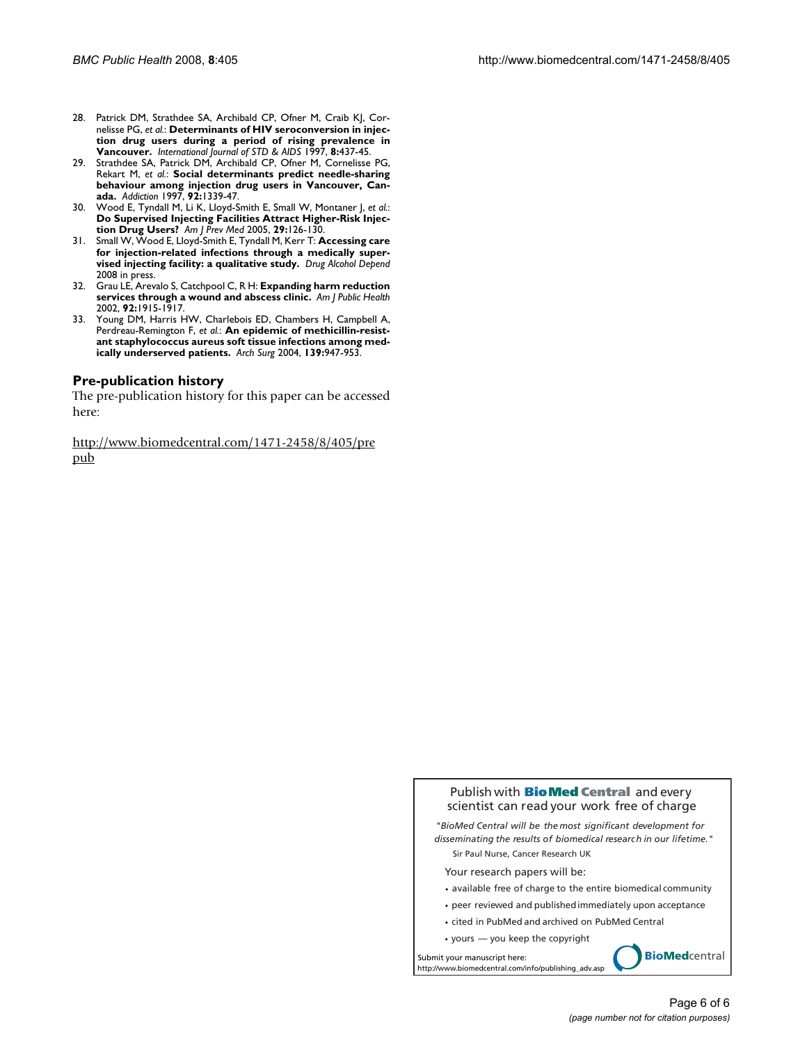28. Patrick DM, Strathdee SA, Archibald CP, Ofner M, Craib KJ, Cornelisse PG, *et al.*: **Determinants of HIV seroconversion in injection drug users during a period of rising prevalence in Vancouver.** *International Journal of STD & AIDS* 1997, **8:**437-45.
29. Strathdee SA, Patrick DM, Archibald CP, Ofner M, Cornelisse PG, Rekart M, *et al.*: **Social determinants predict needle-sharing behaviour among injection drug users in Vancouver, Canada.** *Addiction* 1997, **92:**1339-47.
30. Wood E, Tyndall M, Li K, Lloyd-Smith E, Small W, Montaner J, *et al.*: **Do Supervised Injecting Facilities Attract Higher-Risk Injection Drug Users?** *Am J Prev Med* 2005, **29:**126-130.
31. Small W, Wood E, Lloyd-Smith E, Tyndall M, Kerr T: **Accessing care for injection-related infections through a medically supervised injecting facility: a qualitative study.** *Drug Alcohol Depend* 2008 in press.
32. Grau LE, Arevalo S, Catchpool C, R H: **Expanding harm reduction services through a wound and abscess clinic.** *Am J Public Health* 2002, **92:**1915-1917.
33. Young DM, Harris HW, Charlebois ED, Chambers H, Campbell A, Perdreau-Remington F, *et al.*: **An epidemic of methicillin-resistant staphylococcus aureus soft tissue infections among medically underserved patients.** *Arch Surg* 2004, **139:**947-953.

## Pre-publication history

The pre-publication history for this paper can be accessed here:

http://www.biomedcentral.com/1471-2458/8/405/prepub

Publish with **BioMed Central** and every scientist can read your work free of charge

*"BioMed Central will be the most significant development for disseminating the results of biomedical research in our lifetime."*

Sir Paul Nurse, Cancer Research UK

Your research papers will be:

- available free of charge to the entire biomedical community
- peer reviewed and published immediately upon acceptance
- cited in PubMed and archived on PubMed Central
- yours — you keep the copyright

Submit your manuscript here:
http://www.biomedcentral.com/info/publishing_adv.asp

**BioMed**central